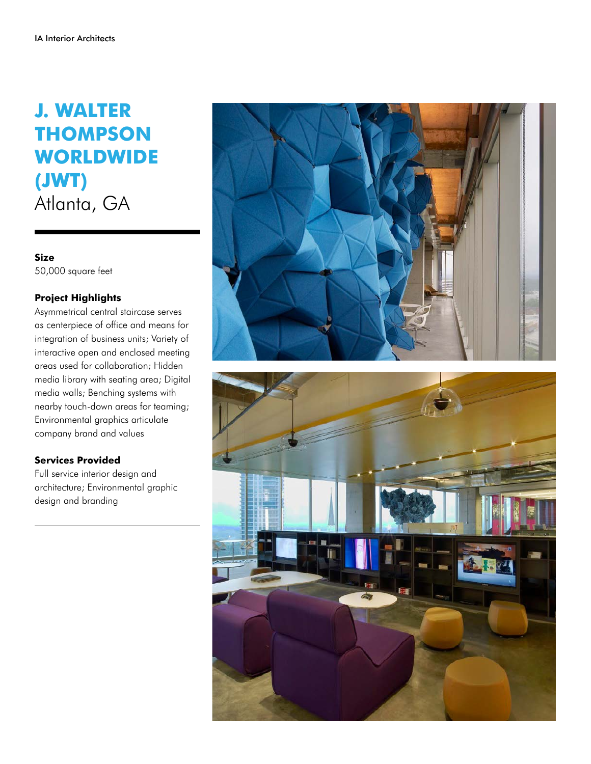# J. WALTER THOMPSON WORLDWIDE (JWT)

Atlanta, GA

**Size**

50,000 square feet

**Project Highlights**

Asymmetrical central staircase serves as centerpiece of office and means for integration of business units; Variety of interactive open and enclosed meeting areas used for collaboration; Hidden media library with seating area; Digital media walls; Benching systems with nearby touch-down areas for teaming; Environmental graphics articulate company brand and values

**Services Provided**

Full service interior design and architecture; Environmental graphic design and branding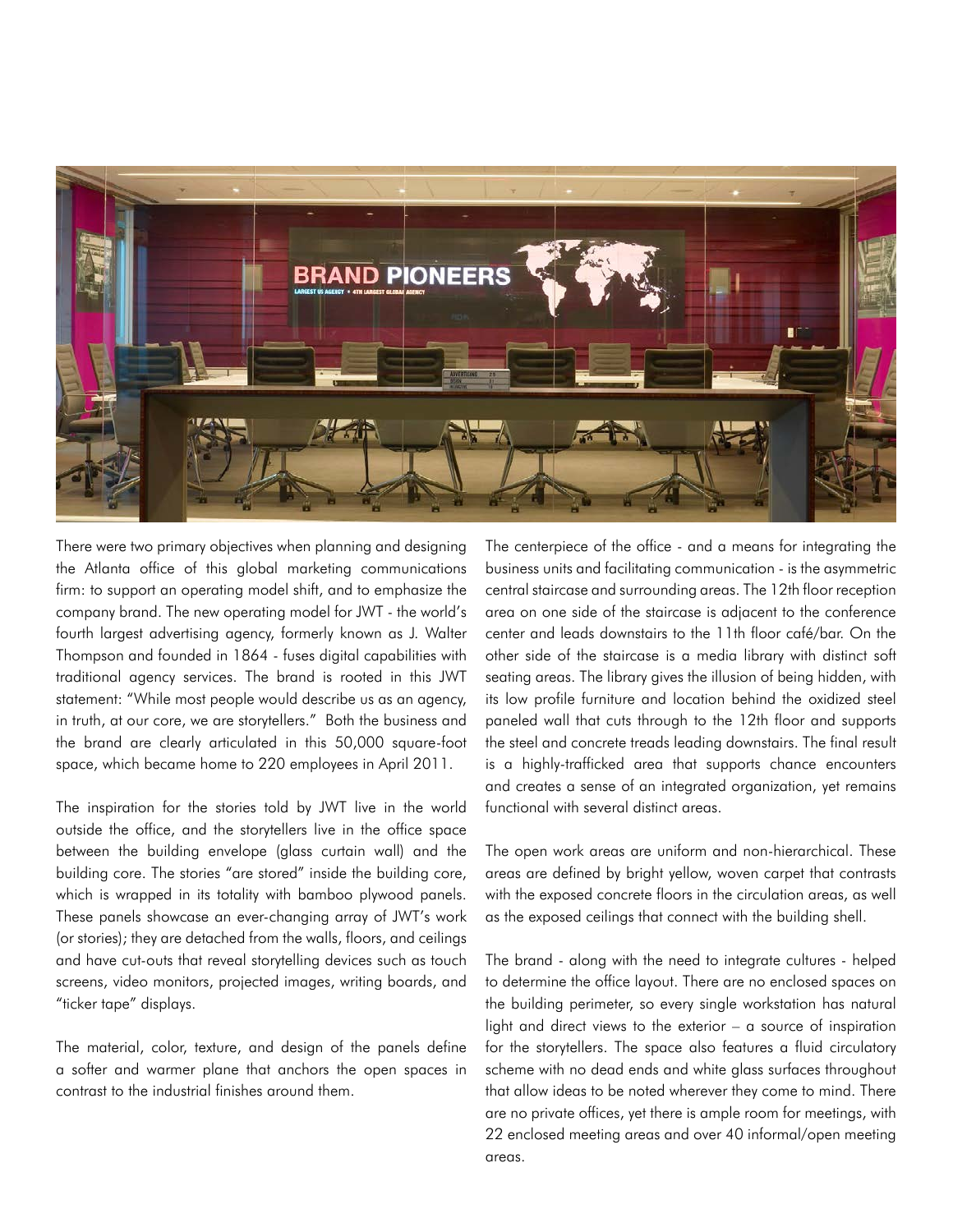There were two primary objectives when planning and designing the Atlanta office of this global marketing communications firm: to support an operating model shift, and to emphasize the company brand. The new operating model for JWT - the world's fourth largest advertising agency, formerly known as J. Walter Thompson and founded in 1864 - fuses digital capabilities with traditional agency services. The brand is rooted in this JWT statement: "While most people would describe us as an agency, in truth, at our core, we are storytellers." Both the business and the brand are clearly articulated in this 50,000 square-foot space, which became home to 220 employees in April 2011.

The inspiration for the stories told by JWT live in the world outside the office, and the storytellers live in the office space between the building envelope (glass curtain wall) and the building core. The stories "are stored" inside the building core, which is wrapped in its totality with bamboo plywood panels. These panels showcase an ever-changing array of JWT's work (or stories); they are detached from the walls, floors, and ceilings and have cut-outs that reveal storytelling devices such as touch screens, video monitors, projected images, writing boards, and "ticker tape" displays.

The material, color, texture, and design of the panels define a softer and warmer plane that anchors the open spaces in contrast to the industrial finishes around them.

The centerpiece of the office - and a means for integrating the business units and facilitating communication - is the asymmetric central staircase and surrounding areas. The 12th floor reception area on one side of the staircase is adjacent to the conference center and leads downstairs to the 11th floor café/bar. On the other side of the staircase is a media library with distinct soft seating areas. The library gives the illusion of being hidden, with its low profile furniture and location behind the oxidized steel paneled wall that cuts through to the 12th floor and supports the steel and concrete treads leading downstairs. The final result is a highly-trafficked area that supports chance encounters and creates a sense of an integrated organization, yet remains functional with several distinct areas.

The open work areas are uniform and non-hierarchical. These areas are defined by bright yellow, woven carpet that contrasts with the exposed concrete floors in the circulation areas, as well as the exposed ceilings that connect with the building shell.

The brand - along with the need to integrate cultures - helped to determine the office layout. There are no enclosed spaces on the building perimeter, so every single workstation has natural light and direct views to the exterior – a source of inspiration for the storytellers. The space also features a fluid circulatory scheme with no dead ends and white glass surfaces throughout that allow ideas to be noted wherever they come to mind. There are no private offices, yet there is ample room for meetings, with 22 enclosed meeting areas and over 40 informal/open meeting areas.